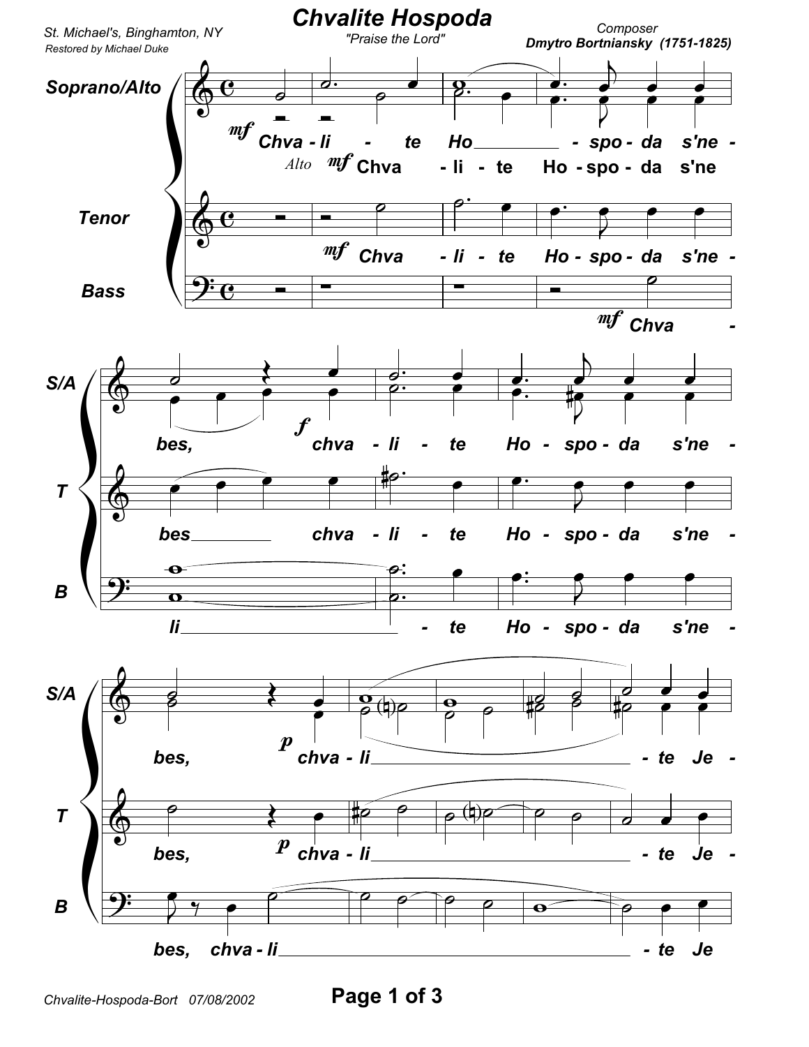# Chvalite Hospoda

"Praise the Lord"

St. Michael's, Binghamton, NY

Restored by Michael Duke

Composer
**Dmytro Bortniansky (1751-1825)**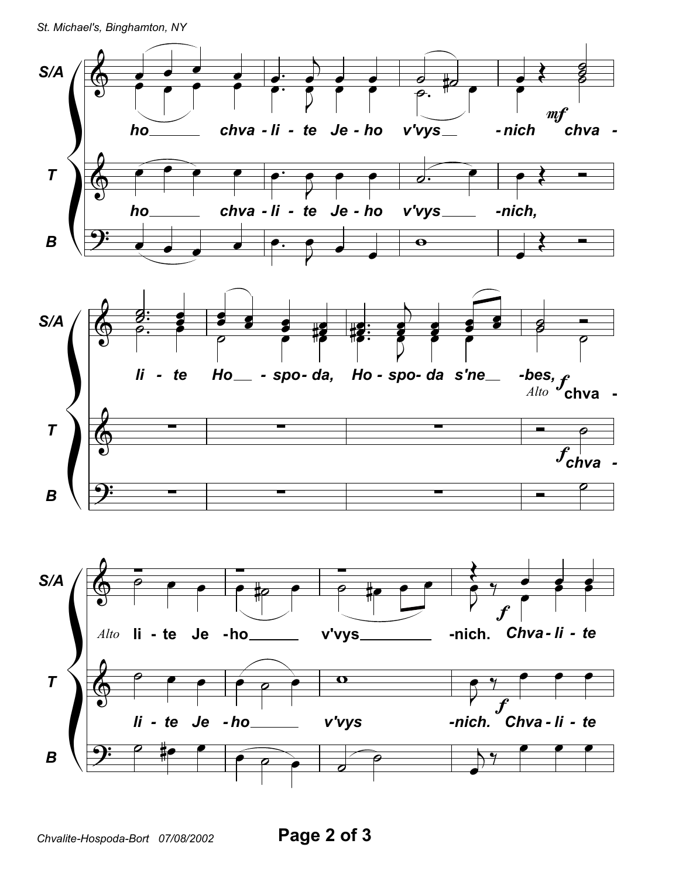S/A: ho chva - li - te Je - ho v'vys - nich *mf* chva - li - te Ho - spo - da, Ho - spo - da s'ne - bes, *Alto* *f* chva - li - te Je - ho v'vys - nich. *f* Chva - li - te

T: ho chva - li - te Je - ho v'vys - nich, *f* chva - li - te Je - ho v'vys - nich. *f* Chva - li - te

B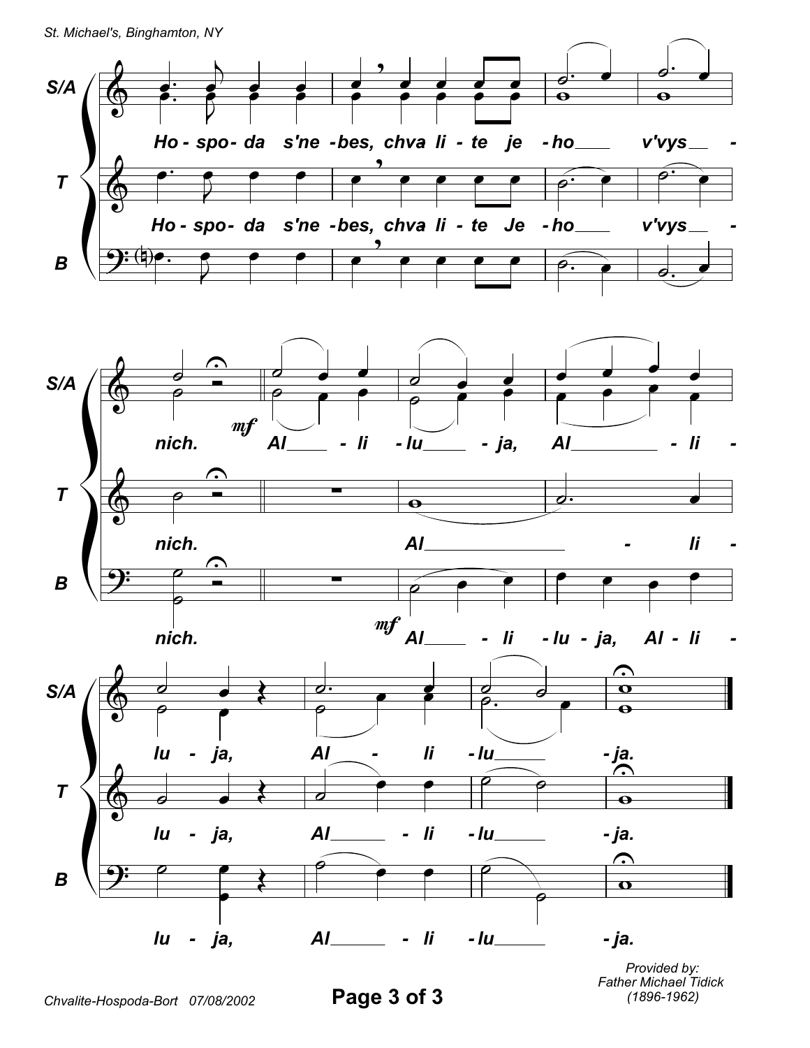S/A: Ho - spo - da s'ne - bes, chva li - te je - ho v'vys - nich. Al - li - lu - ja, Al - li - lu - ja, Al - li - lu - ja.

T: Ho - spo - da s'ne - bes, chva li - te Je - ho v'vys - nich. Al - li - lu - ja, Al - li - lu - ja.

B: Ho - spo - da s'ne - bes, chva li - te Je - ho v'vys - nich. Al - li - lu - ja, Al - li - lu - ja, Al - li - lu - ja.

*mf*

Provided by:
Father Michael Tidick
(1896-1962)